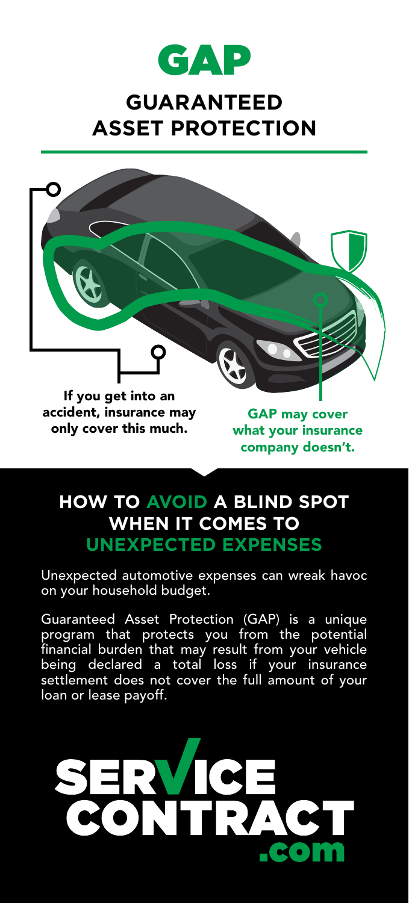# GAP

## GUARANTEED ASSET PROTECTION

**If you get into an accident, insurance may only cover this much.**

**GAP may cover what your insurance company doesn't.**

## HOW TO AVOID A BLIND SPOT WHEN IT COMES TO UNEXPECTED EXPENSES

Unexpected automotive expenses can wreak havoc on your household budget.

Guaranteed Asset Protection (GAP) is a unique program that protects you from the potential financial burden that may result from your vehicle being declared a total loss if your insurance settlement does not cover the full amount of your loan or lease payoff.

SERVICE CONTRACT .com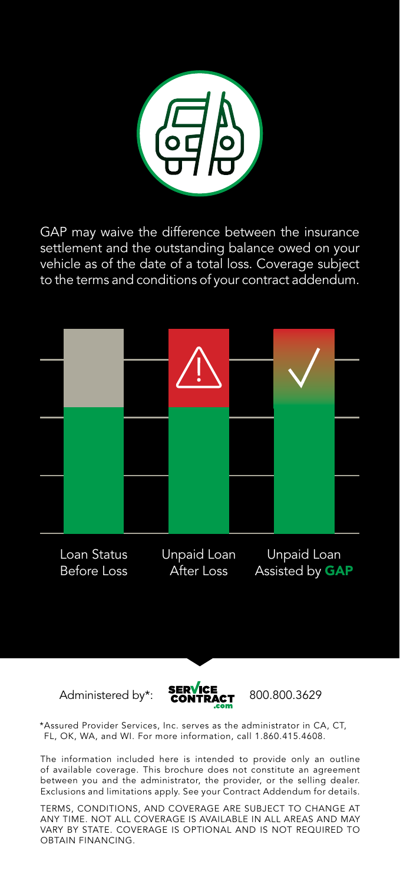GAP may waive the difference between the insurance settlement and the outstanding balance owed on your vehicle as of the date of a total loss. Coverage subject to the terms and conditions of your contract addendum.

Loan Status Before Loss

Unpaid Loan After Loss

Unpaid Loan Assisted by **GAP**

Administered by*: SERVICE CONTRACT .com 800.800.3629

*Assured Provider Services, Inc. serves as the administrator in CA, CT, FL, OK, WA, and WI. For more information, call 1.860.415.4608.

The information included here is intended to provide only an outline of available coverage. This brochure does not constitute an agreement between you and the administrator, the provider, or the selling dealer. Exclusions and limitations apply. See your Contract Addendum for details.

TERMS, CONDITIONS, AND COVERAGE ARE SUBJECT TO CHANGE AT ANY TIME. NOT ALL COVERAGE IS AVAILABLE IN ALL AREAS AND MAY VARY BY STATE. COVERAGE IS OPTIONAL AND IS NOT REQUIRED TO OBTAIN FINANCING.